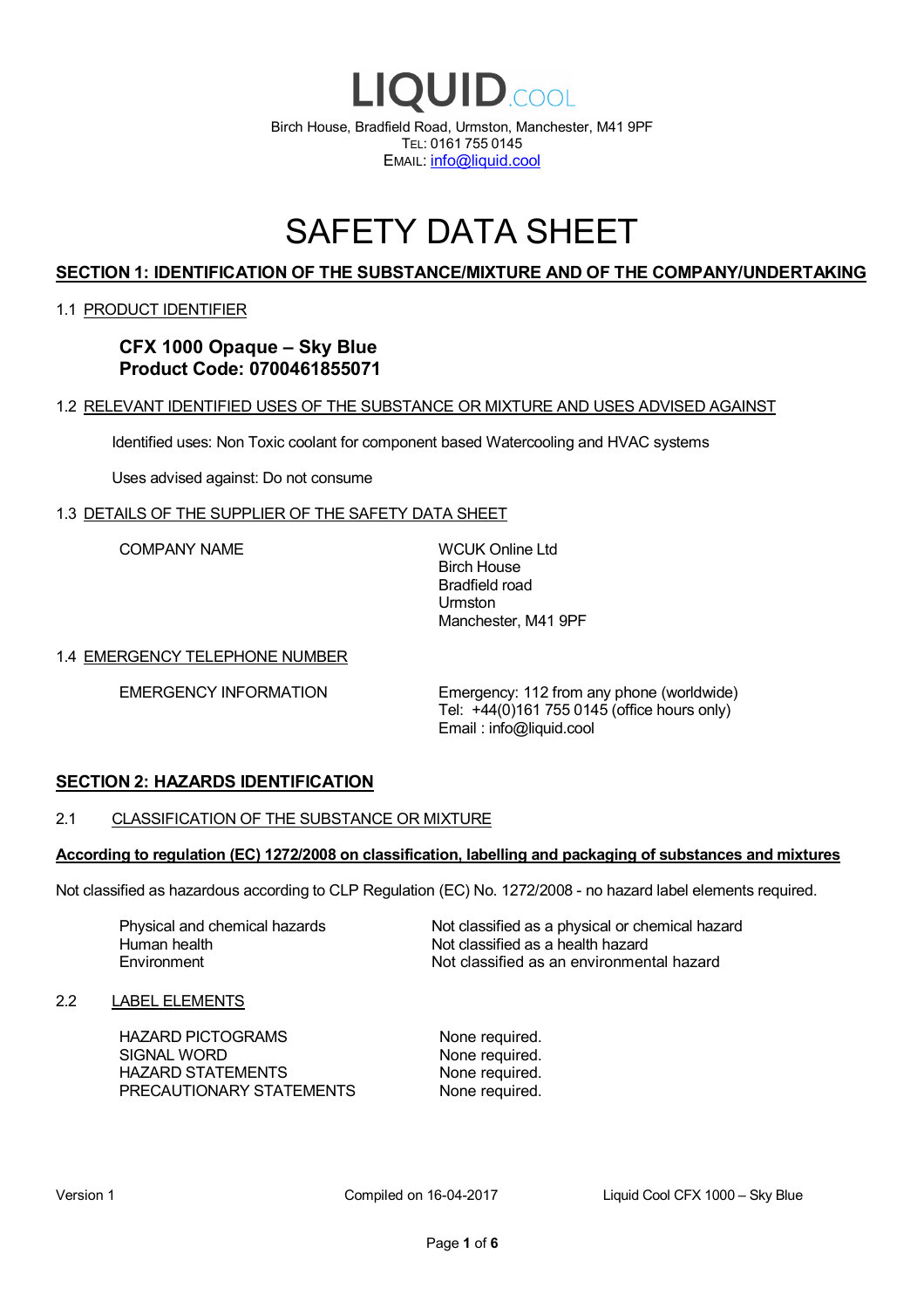# LIQUID.COOL

Birch House, Bradfield Road, Urmston, Manchester, M41 9PF
TEL: 0161 755 0145
EMAIL: info@liquid.cool

# SAFETY DATA SHEET

## SECTION 1: IDENTIFICATION OF THE SUBSTANCE/MIXTURE AND OF THE COMPANY/UNDERTAKING

### 1.1 PRODUCT IDENTIFIER

**CFX 1000 Opaque – Sky Blue**
**Product Code: 0700461855071**

### 1.2 RELEVANT IDENTIFIED USES OF THE SUBSTANCE OR MIXTURE AND USES ADVISED AGAINST

Identified uses: Non Toxic coolant for component based Watercooling and HVAC systems

Uses advised against: Do not consume

### 1.3 DETAILS OF THE SUPPLIER OF THE SAFETY DATA SHEET

| | |
|---|---|
| COMPANY NAME | WCUK Online Ltd<br>Birch House<br>Bradfield road<br>Urmston<br>Manchester, M41 9PF |

### 1.4 EMERGENCY TELEPHONE NUMBER

| | |
|---|---|
| EMERGENCY INFORMATION | Emergency: 112 from any phone (worldwide)<br>Tel: +44(0)161 755 0145 (office hours only)<br>Email : info@liquid.cool |

## SECTION 2: HAZARDS IDENTIFICATION

### 2.1 CLASSIFICATION OF THE SUBSTANCE OR MIXTURE

**According to regulation (EC) 1272/2008 on classification, labelling and packaging of substances and mixtures**

Not classified as hazardous according to CLP Regulation (EC) No. 1272/2008 - no hazard label elements required.

| | |
|---|---|
| Physical and chemical hazards | Not classified as a physical or chemical hazard |
| Human health | Not classified as a health hazard |
| Environment | Not classified as an environmental hazard |

### 2.2 LABEL ELEMENTS

| | |
|---|---|
| HAZARD PICTOGRAMS | None required. |
| SIGNAL WORD | None required. |
| HAZARD STATEMENTS | None required. |
| PRECAUTIONARY STATEMENTS | None required. |

Version 1 | Compiled on 16-04-2017 | Liquid Cool CFX 1000 – Sky Blue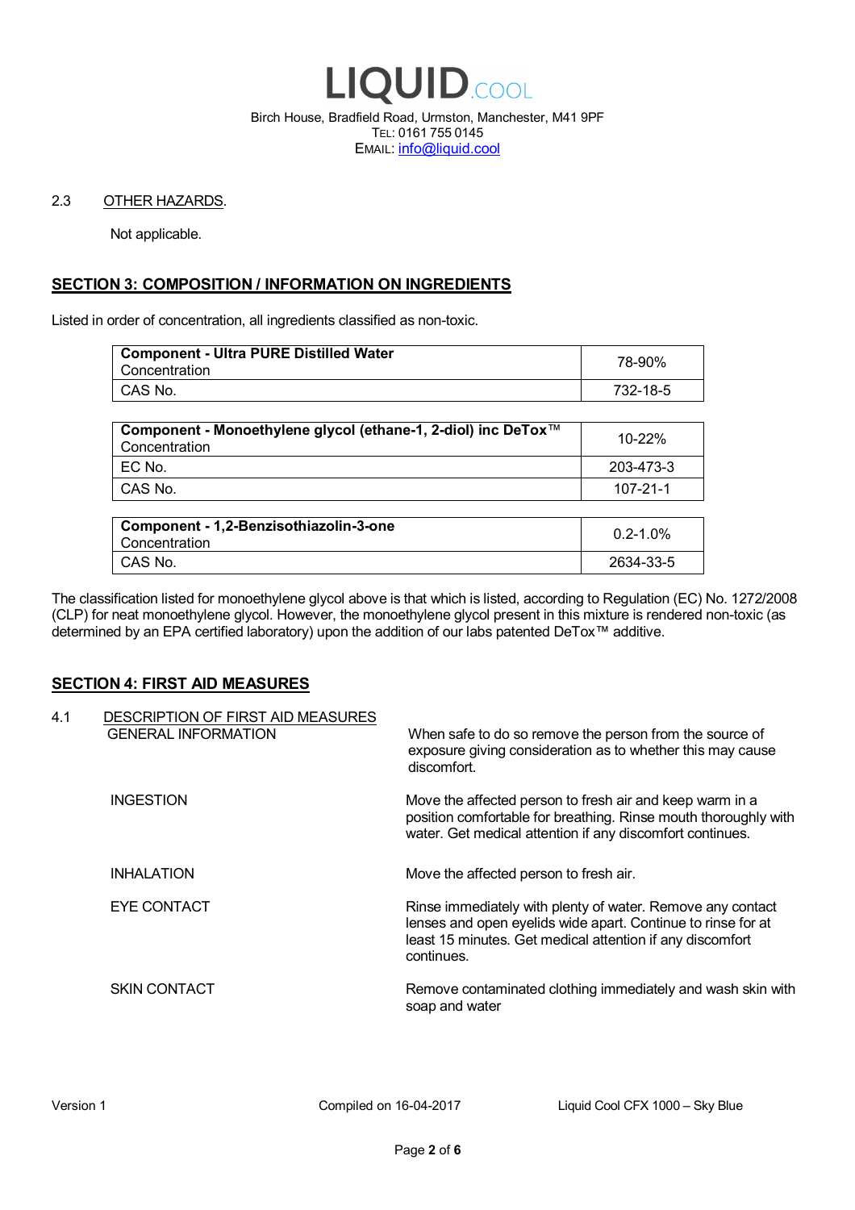2.3 OTHER HAZARDS.

Not applicable.

## SECTION 3: COMPOSITION / INFORMATION ON INGREDIENTS

Listed in order of concentration, all ingredients classified as non-toxic.

| **Component - Ultra PURE Distilled Water**<br>Concentration | 78-90% |
|---|---|
| CAS No. | 732-18-5 |

| **Component - Monoethylene glycol (ethane-1, 2-diol) inc DeTox™**<br>Concentration | 10-22% |
|---|---|
| EC No. | 203-473-3 |
| CAS No. | 107-21-1 |

| **Component - 1,2-Benzisothiazolin-3-one**<br>Concentration | 0.2-1.0% |
|---|---|
| CAS No. | 2634-33-5 |

The classification listed for monoethylene glycol above is that which is listed, according to Regulation (EC) No. 1272/2008 (CLP) for neat monoethylene glycol. However, the monoethylene glycol present in this mixture is rendered non-toxic (as determined by an EPA certified laboratory) upon the addition of our labs patented DeTox™ additive.

## SECTION 4: FIRST AID MEASURES

4.1 DESCRIPTION OF FIRST AID MEASURES

**GENERAL INFORMATION**
When safe to do so remove the person from the source of exposure giving consideration as to whether this may cause discomfort.

**INGESTION**
Move the affected person to fresh air and keep warm in a position comfortable for breathing. Rinse mouth thoroughly with water. Get medical attention if any discomfort continues.

**INHALATION**
Move the affected person to fresh air.

**EYE CONTACT**
Rinse immediately with plenty of water. Remove any contact lenses and open eyelids wide apart. Continue to rinse for at least 15 minutes. Get medical attention if any discomfort continues.

**SKIN CONTACT**
Remove contaminated clothing immediately and wash skin with soap and water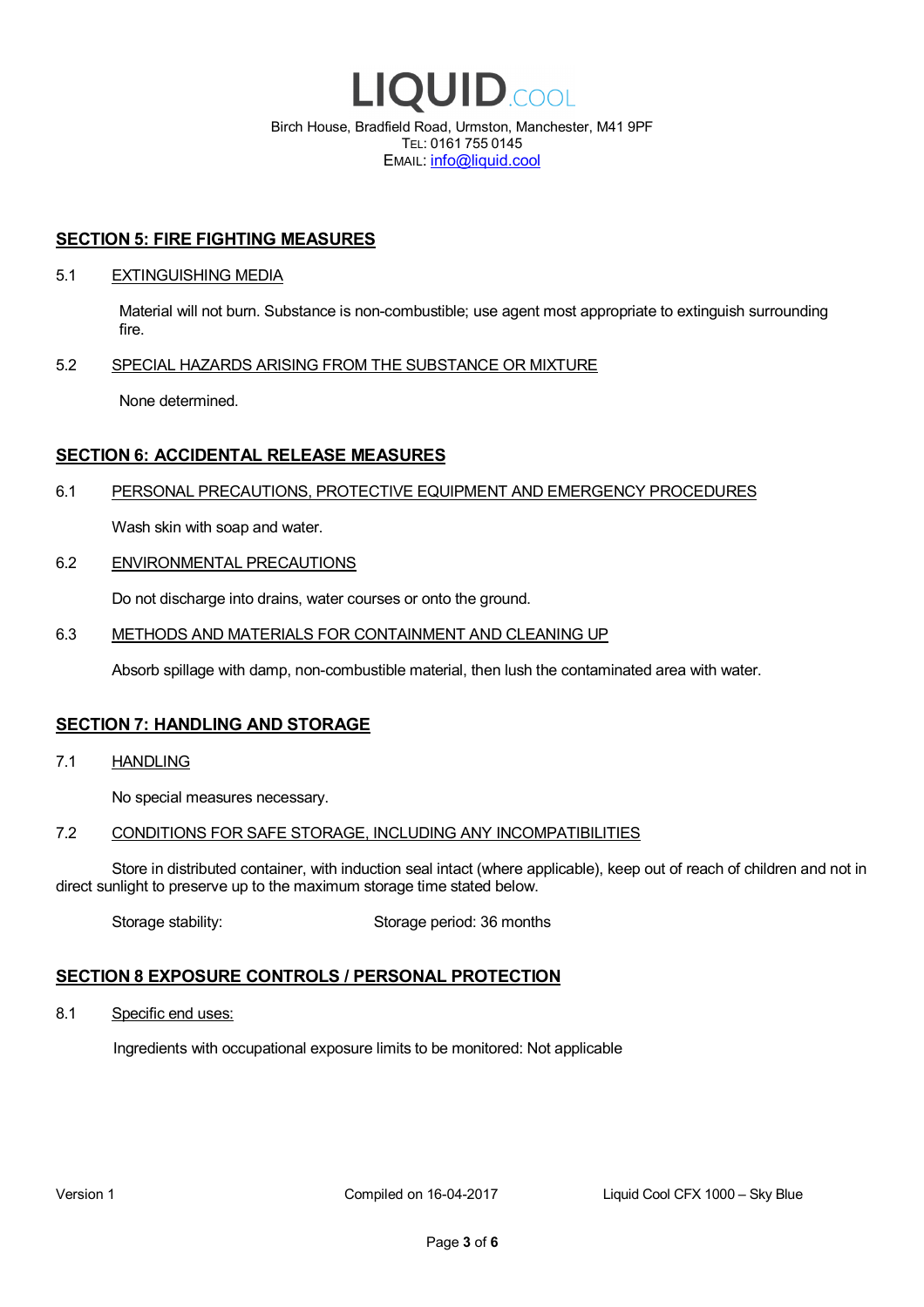## SECTION 5: FIRE FIGHTING MEASURES

5.1 EXTINGUISHING MEDIA

Material will not burn. Substance is non-combustible; use agent most appropriate to extinguish surrounding fire.

5.2 SPECIAL HAZARDS ARISING FROM THE SUBSTANCE OR MIXTURE

None determined.

## SECTION 6: ACCIDENTAL RELEASE MEASURES

6.1 PERSONAL PRECAUTIONS, PROTECTIVE EQUIPMENT AND EMERGENCY PROCEDURES

Wash skin with soap and water.

6.2 ENVIRONMENTAL PRECAUTIONS

Do not discharge into drains, water courses or onto the ground.

6.3 METHODS AND MATERIALS FOR CONTAINMENT AND CLEANING UP

Absorb spillage with damp, non-combustible material, then lush the contaminated area with water.

## SECTION 7: HANDLING AND STORAGE

7.1 HANDLING

No special measures necessary.

7.2 CONDITIONS FOR SAFE STORAGE, INCLUDING ANY INCOMPATIBILITIES

Store in distributed container, with induction seal intact (where applicable), keep out of reach of children and not in direct sunlight to preserve up to the maximum storage time stated below.

Storage stability: Storage period: 36 months

## SECTION 8 EXPOSURE CONTROLS / PERSONAL PROTECTION

8.1 Specific end uses:

Ingredients with occupational exposure limits to be monitored: Not applicable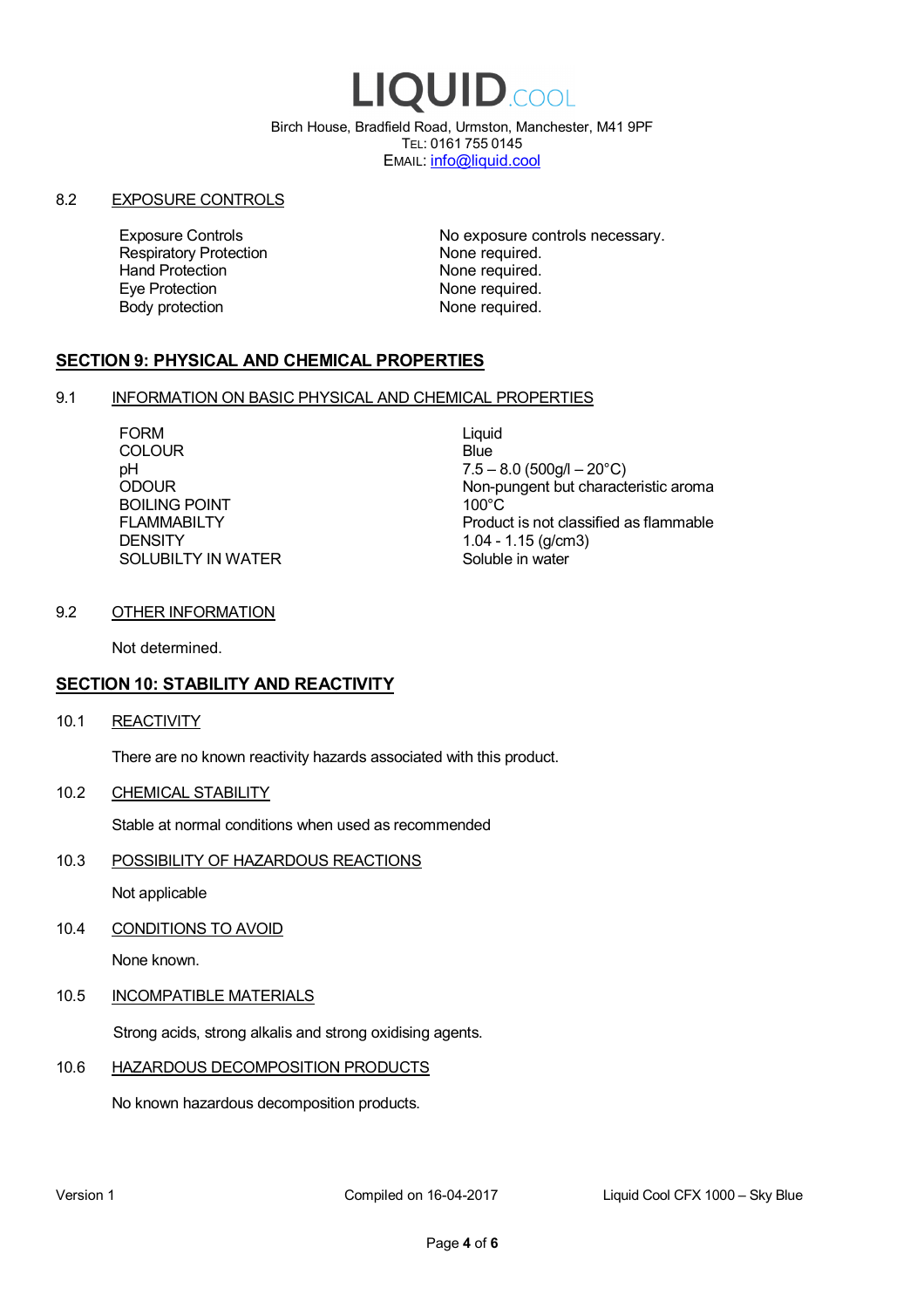# LIQUID.COOL

Birch House, Bradfield Road, Urmston, Manchester, M41 9PF
TEL: 0161 755 0145
EMAIL: info@liquid.cool

### 8.2 EXPOSURE CONTROLS

| | |
|---|---|
| Exposure Controls | No exposure controls necessary. |
| Respiratory Protection | None required. |
| Hand Protection | None required. |
| Eye Protection | None required. |
| Body protection | None required. |

## SECTION 9: PHYSICAL AND CHEMICAL PROPERTIES

### 9.1 INFORMATION ON BASIC PHYSICAL AND CHEMICAL PROPERTIES

| | |
|---|---|
| FORM | Liquid |
| COLOUR | Blue |
| pH | 7.5 – 8.0 (500g/l – 20°C) |
| ODOUR | Non-pungent but characteristic aroma |
| BOILING POINT | 100°C |
| FLAMMABILTY | Product is not classified as flammable |
| DENSITY | 1.04 - 1.15 (g/cm3) |
| SOLUBILTY IN WATER | Soluble in water |

### 9.2 OTHER INFORMATION

Not determined.

## SECTION 10: STABILITY AND REACTIVITY

### 10.1 REACTIVITY

There are no known reactivity hazards associated with this product.

### 10.2 CHEMICAL STABILITY

Stable at normal conditions when used as recommended

### 10.3 POSSIBILITY OF HAZARDOUS REACTIONS

Not applicable

### 10.4 CONDITIONS TO AVOID

None known.

### 10.5 INCOMPATIBLE MATERIALS

Strong acids, strong alkalis and strong oxidising agents.

### 10.6 HAZARDOUS DECOMPOSITION PRODUCTS

No known hazardous decomposition products.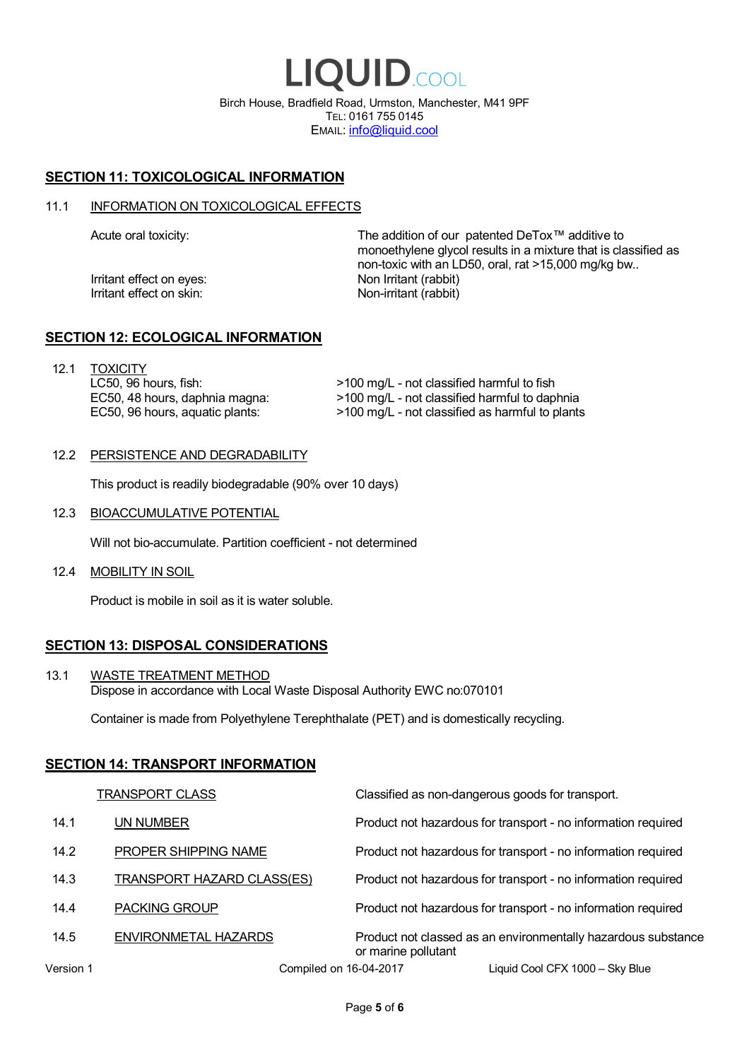SECTION 11: TOXICOLOGICAL INFORMATION

11.1 INFORMATION ON TOXICOLOGICAL EFFECTS

| | |
|---|---|
| Acute oral toxicity: | The addition of our patented DeTox™ additive to monoethylene glycol results in a mixture that is classified as non-toxic with an LD50, oral, rat >15,000 mg/kg bw.. |
| Irritant effect on eyes: | Non Irritant (rabbit) |
| Irritant effect on skin: | Non-irritant (rabbit) |

SECTION 12: ECOLOGICAL INFORMATION

12.1 TOXICITY

| | |
|---|---|
| LC50, 96 hours, fish: | >100 mg/L - not classified harmful to fish |
| EC50, 48 hours, daphnia magna: | >100 mg/L - not classified harmful to daphnia |
| EC50, 96 hours, aquatic plants: | >100 mg/L - not classified as harmful to plants |

12.2 PERSISTENCE AND DEGRADABILITY

This product is readily biodegradable (90% over 10 days)

12.3 BIOACCUMULATIVE POTENTIAL

Will not bio-accumulate. Partition coefficient - not determined

12.4 MOBILITY IN SOIL

Product is mobile in soil as it is water soluble.

SECTION 13: DISPOSAL CONSIDERATIONS

13.1 WASTE TREATMENT METHOD

Dispose in accordance with Local Waste Disposal Authority EWC no:070101

Container is made from Polyethylene Terephthalate (PET) and is domestically recycling.

SECTION 14: TRANSPORT INFORMATION

| | | |
|---|---|---|
| | TRANSPORT CLASS | Classified as non-dangerous goods for transport. |
| 14.1 | UN NUMBER | Product not hazardous for transport - no information required |
| 14.2 | PROPER SHIPPING NAME | Product not hazardous for transport - no information required |
| 14.3 | TRANSPORT HAZARD CLASS(ES) | Product not hazardous for transport - no information required |
| 14.4 | PACKING GROUP | Product not hazardous for transport - no information required |
| 14.5 | ENVIRONMENTAL HAZARDS | Product not classed as an environmentally hazardous substance or marine pollutant |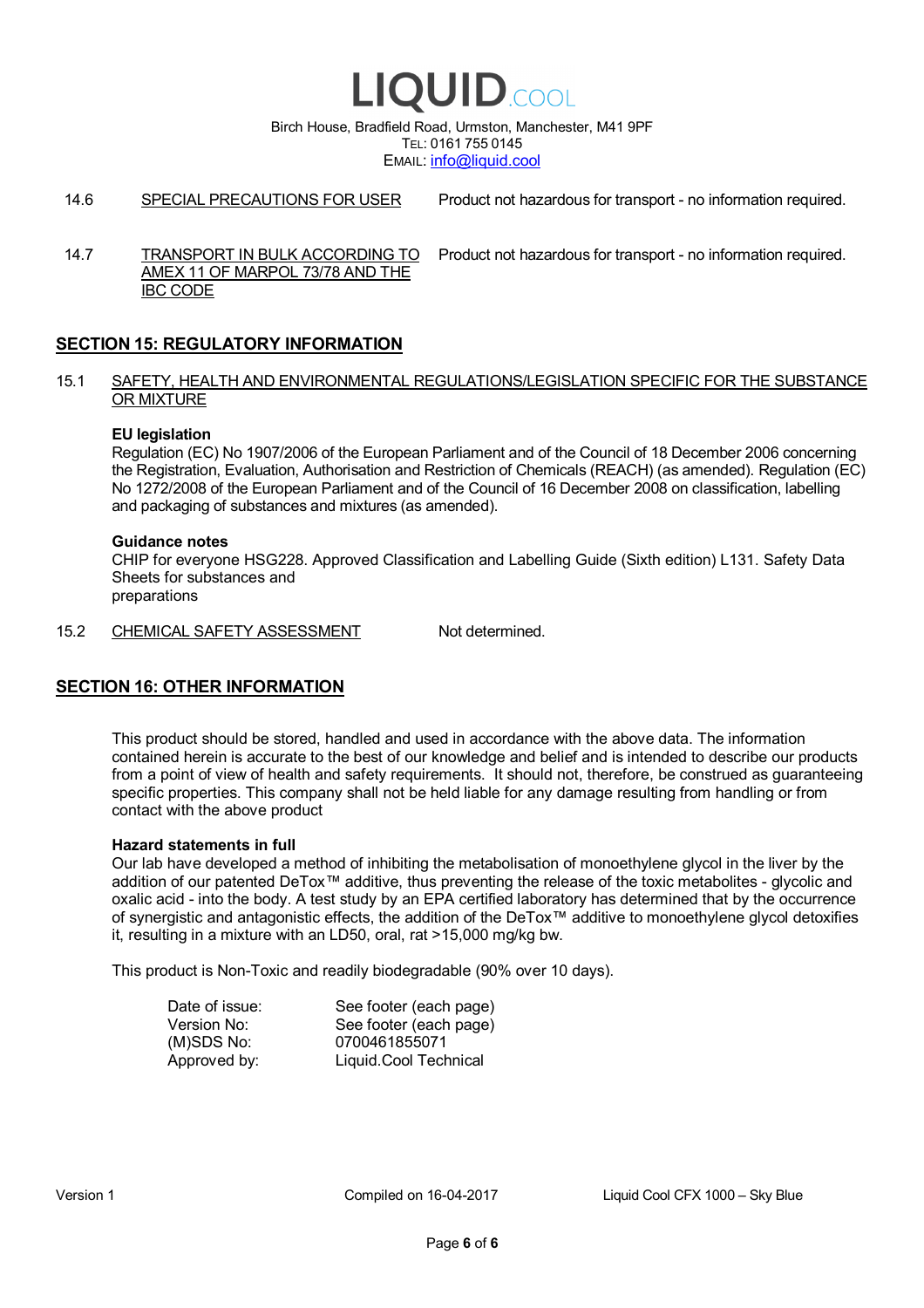14.6 SPECIAL PRECAUTIONS FOR USER — Product not hazardous for transport - no information required.

14.7 TRANSPORT IN BULK ACCORDING TO AMEX 11 OF MARPOL 73/78 AND THE IBC CODE — Product not hazardous for transport - no information required.

## SECTION 15: REGULATORY INFORMATION

15.1 SAFETY, HEALTH AND ENVIRONMENTAL REGULATIONS/LEGISLATION SPECIFIC FOR THE SUBSTANCE OR MIXTURE

**EU legislation**
Regulation (EC) No 1907/2006 of the European Parliament and of the Council of 18 December 2006 concerning the Registration, Evaluation, Authorisation and Restriction of Chemicals (REACH) (as amended). Regulation (EC) No 1272/2008 of the European Parliament and of the Council of 16 December 2008 on classification, labelling and packaging of substances and mixtures (as amended).

**Guidance notes**
CHIP for everyone HSG228. Approved Classification and Labelling Guide (Sixth edition) L131. Safety Data Sheets for substances and preparations

15.2 CHEMICAL SAFETY ASSESSMENT — Not determined.

## SECTION 16: OTHER INFORMATION

This product should be stored, handled and used in accordance with the above data. The information contained herein is accurate to the best of our knowledge and belief and is intended to describe our products from a point of view of health and safety requirements. It should not, therefore, be construed as guaranteeing specific properties. This company shall not be held liable for any damage resulting from handling or from contact with the above product

**Hazard statements in full**
Our lab have developed a method of inhibiting the metabolisation of monoethylene glycol in the liver by the addition of our patented DeTox™ additive, thus preventing the release of the toxic metabolites - glycolic and oxalic acid - into the body. A test study by an EPA certified laboratory has determined that by the occurrence of synergistic and antagonistic effects, the addition of the DeTox™ additive to monoethylene glycol detoxifies it, resulting in a mixture with an LD50, oral, rat >15,000 mg/kg bw.

This product is Non-Toxic and readily biodegradable (90% over 10 days).

| | |
|---|---|
| Date of issue: | See footer (each page) |
| Version No: | See footer (each page) |
| (M)SDS No: | 0700461855071 |
| Approved by: | Liquid.Cool Technical |